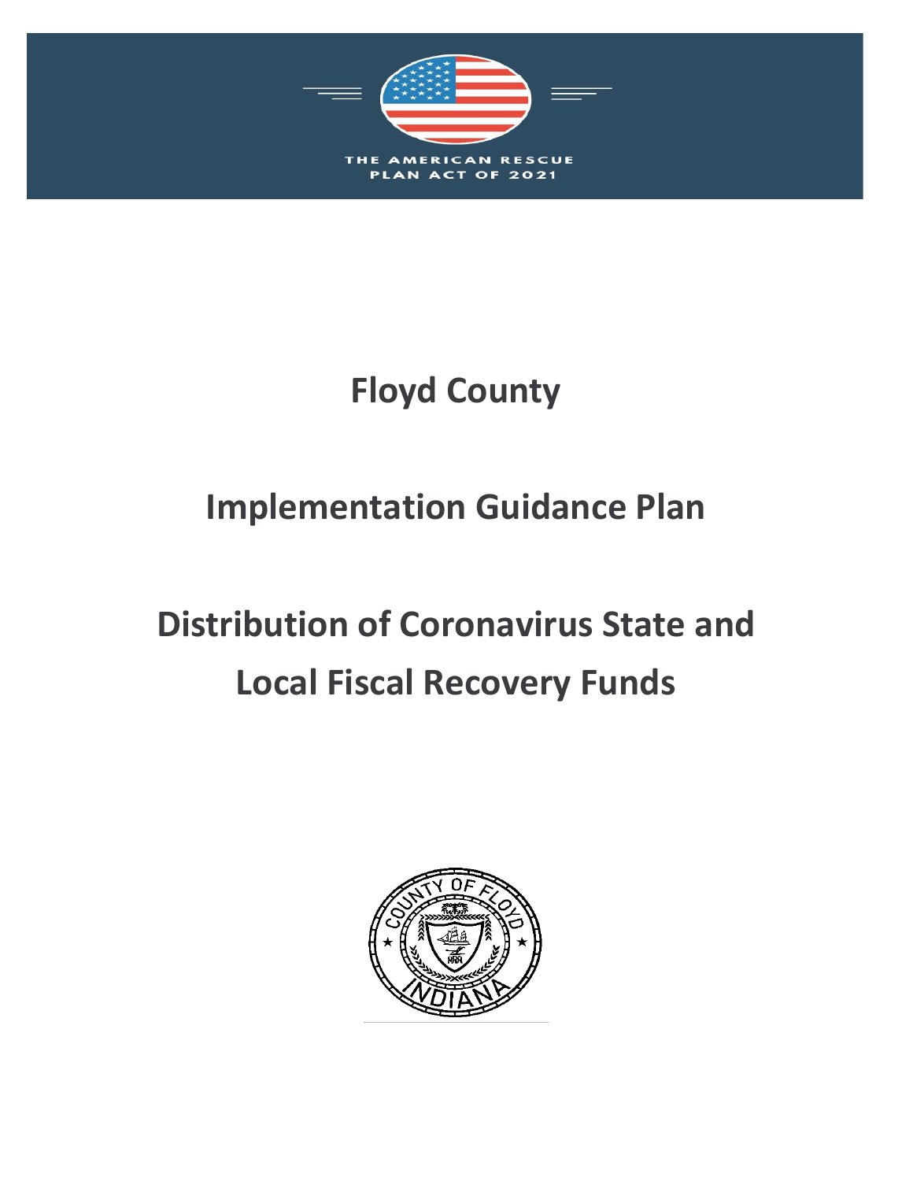THE AMERICAN RESCUE PLAN ACT OF 2021

# Floyd County

# Implementation Guidance Plan

# Distribution of Coronavirus State and Local Fiscal Recovery Funds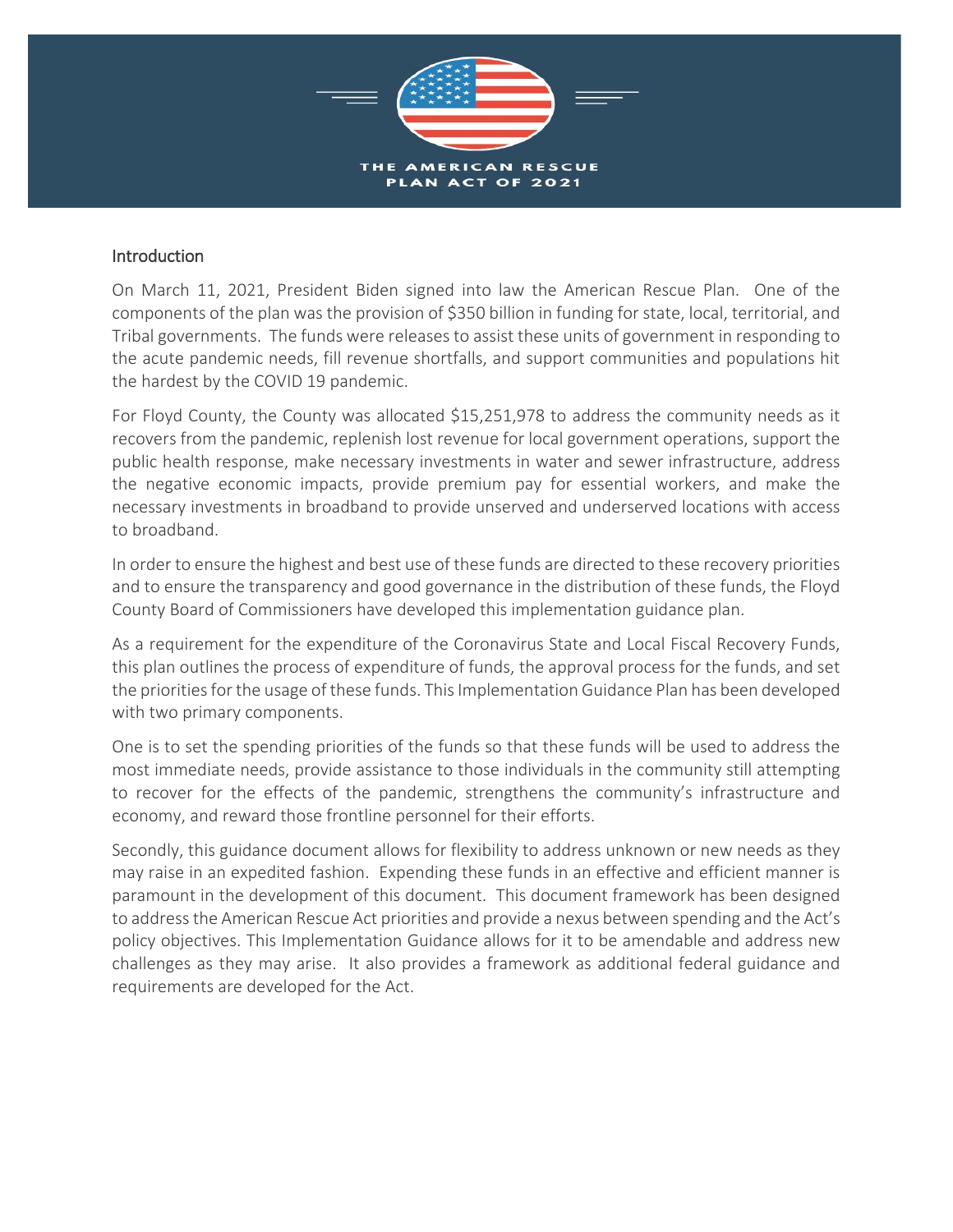THE AMERICAN RESCUE PLAN ACT OF 2021

## Introduction

On March 11, 2021, President Biden signed into law the American Rescue Plan. One of the components of the plan was the provision of $350 billion in funding for state, local, territorial, and Tribal governments. The funds were releases to assist these units of government in responding to the acute pandemic needs, fill revenue shortfalls, and support communities and populations hit the hardest by the COVID 19 pandemic.

For Floyd County, the County was allocated $15,251,978 to address the community needs as it recovers from the pandemic, replenish lost revenue for local government operations, support the public health response, make necessary investments in water and sewer infrastructure, address the negative economic impacts, provide premium pay for essential workers, and make the necessary investments in broadband to provide unserved and underserved locations with access to broadband.

In order to ensure the highest and best use of these funds are directed to these recovery priorities and to ensure the transparency and good governance in the distribution of these funds, the Floyd County Board of Commissioners have developed this implementation guidance plan.

As a requirement for the expenditure of the Coronavirus State and Local Fiscal Recovery Funds, this plan outlines the process of expenditure of funds, the approval process for the funds, and set the priorities for the usage of these funds. This Implementation Guidance Plan has been developed with two primary components.

One is to set the spending priorities of the funds so that these funds will be used to address the most immediate needs, provide assistance to those individuals in the community still attempting to recover for the effects of the pandemic, strengthens the community's infrastructure and economy, and reward those frontline personnel for their efforts.

Secondly, this guidance document allows for flexibility to address unknown or new needs as they may raise in an expedited fashion. Expending these funds in an effective and efficient manner is paramount in the development of this document. This document framework has been designed to address the American Rescue Act priorities and provide a nexus between spending and the Act's policy objectives. This Implementation Guidance allows for it to be amendable and address new challenges as they may arise. It also provides a framework as additional federal guidance and requirements are developed for the Act.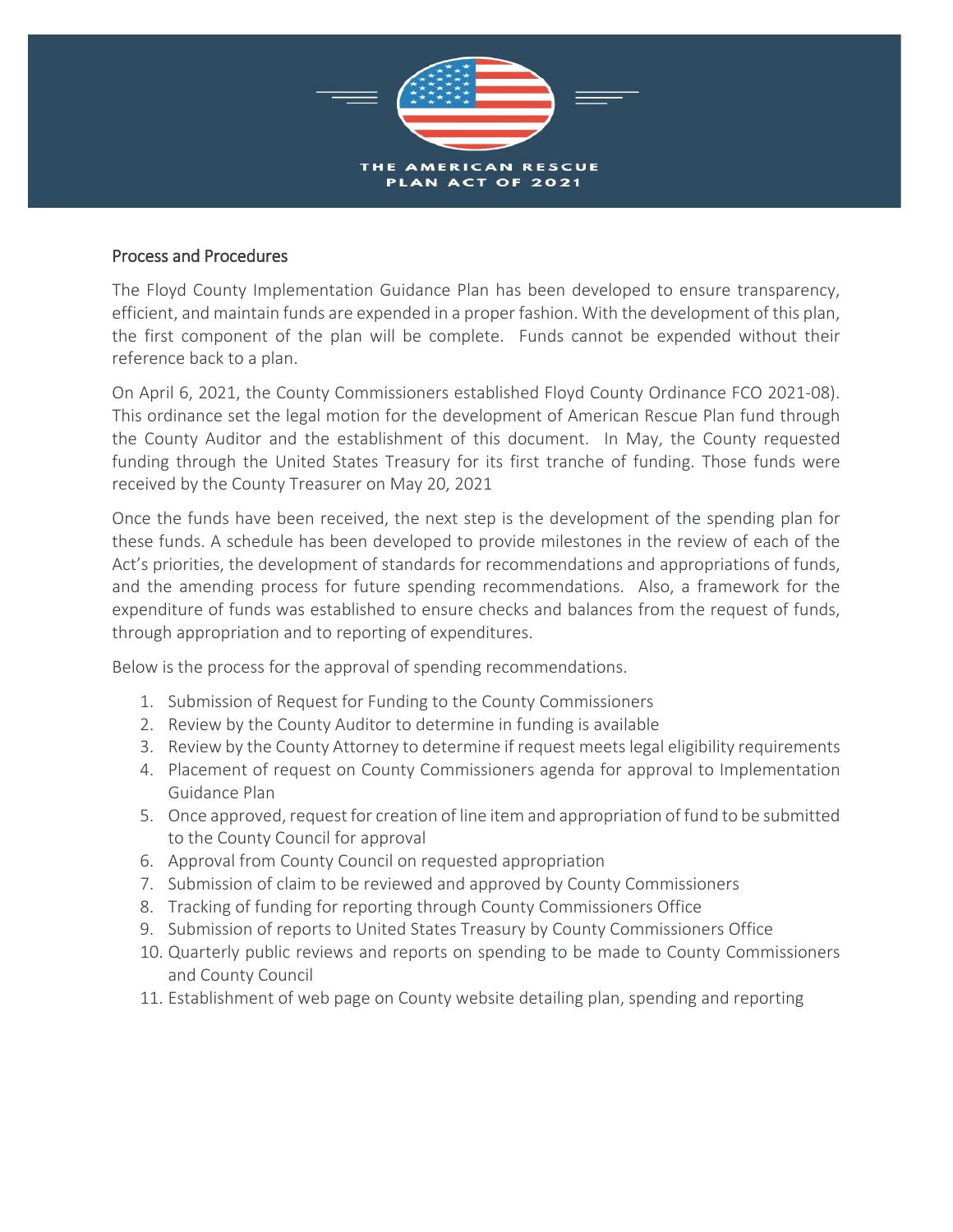THE AMERICAN RESCUE PLAN ACT OF 2021

## Process and Procedures

The Floyd County Implementation Guidance Plan has been developed to ensure transparency, efficient, and maintain funds are expended in a proper fashion. With the development of this plan, the first component of the plan will be complete. Funds cannot be expended without their reference back to a plan.

On April 6, 2021, the County Commissioners established Floyd County Ordinance FCO 2021-08). This ordinance set the legal motion for the development of American Rescue Plan fund through the County Auditor and the establishment of this document. In May, the County requested funding through the United States Treasury for its first tranche of funding. Those funds were received by the County Treasurer on May 20, 2021

Once the funds have been received, the next step is the development of the spending plan for these funds. A schedule has been developed to provide milestones in the review of each of the Act's priorities, the development of standards for recommendations and appropriations of funds, and the amending process for future spending recommendations. Also, a framework for the expenditure of funds was established to ensure checks and balances from the request of funds, through appropriation and to reporting of expenditures.

Below is the process for the approval of spending recommendations.

1. Submission of Request for Funding to the County Commissioners
2. Review by the County Auditor to determine in funding is available
3. Review by the County Attorney to determine if request meets legal eligibility requirements
4. Placement of request on County Commissioners agenda for approval to Implementation Guidance Plan
5. Once approved, request for creation of line item and appropriation of fund to be submitted to the County Council for approval
6. Approval from County Council on requested appropriation
7. Submission of claim to be reviewed and approved by County Commissioners
8. Tracking of funding for reporting through County Commissioners Office
9. Submission of reports to United States Treasury by County Commissioners Office
10. Quarterly public reviews and reports on spending to be made to County Commissioners and County Council
11. Establishment of web page on County website detailing plan, spending and reporting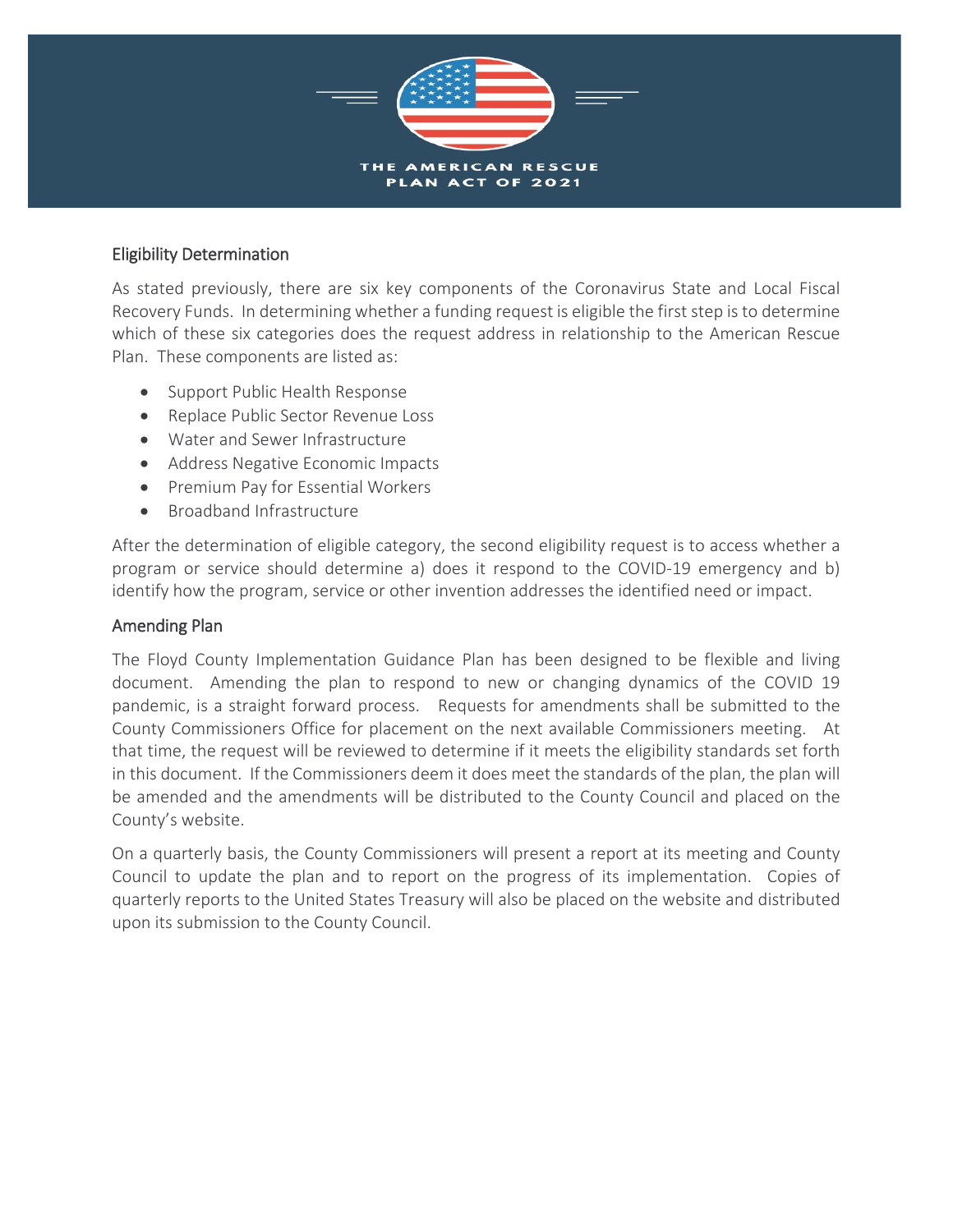THE AMERICAN RESCUE PLAN ACT OF 2021

## Eligibility Determination

As stated previously, there are six key components of the Coronavirus State and Local Fiscal Recovery Funds. In determining whether a funding request is eligible the first step is to determine which of these six categories does the request address in relationship to the American Rescue Plan. These components are listed as:

- Support Public Health Response
- Replace Public Sector Revenue Loss
- Water and Sewer Infrastructure
- Address Negative Economic Impacts
- Premium Pay for Essential Workers
- Broadband Infrastructure

After the determination of eligible category, the second eligibility request is to access whether a program or service should determine a) does it respond to the COVID-19 emergency and b) identify how the program, service or other invention addresses the identified need or impact.

## Amending Plan

The Floyd County Implementation Guidance Plan has been designed to be flexible and living document. Amending the plan to respond to new or changing dynamics of the COVID 19 pandemic, is a straight forward process. Requests for amendments shall be submitted to the County Commissioners Office for placement on the next available Commissioners meeting. At that time, the request will be reviewed to determine if it meets the eligibility standards set forth in this document. If the Commissioners deem it does meet the standards of the plan, the plan will be amended and the amendments will be distributed to the County Council and placed on the County's website.

On a quarterly basis, the County Commissioners will present a report at its meeting and County Council to update the plan and to report on the progress of its implementation. Copies of quarterly reports to the United States Treasury will also be placed on the website and distributed upon its submission to the County Council.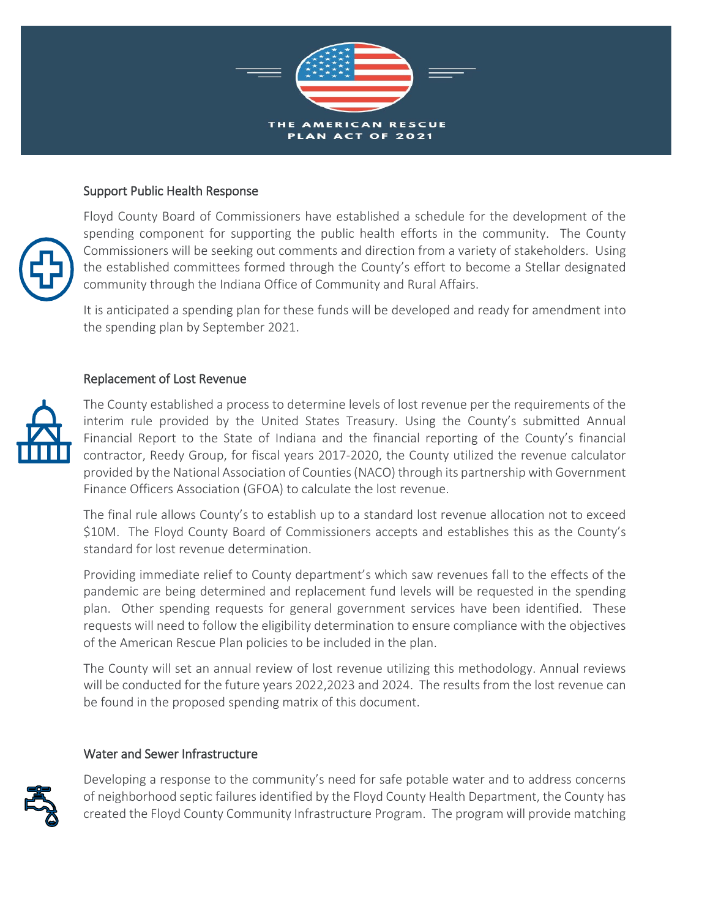THE AMERICAN RESCUE PLAN ACT OF 2021

## Support Public Health Response

Floyd County Board of Commissioners have established a schedule for the development of the spending component for supporting the public health efforts in the community. The County Commissioners will be seeking out comments and direction from a variety of stakeholders. Using the established committees formed through the County's effort to become a Stellar designated community through the Indiana Office of Community and Rural Affairs.

It is anticipated a spending plan for these funds will be developed and ready for amendment into the spending plan by September 2021.

## Replacement of Lost Revenue

The County established a process to determine levels of lost revenue per the requirements of the interim rule provided by the United States Treasury. Using the County's submitted Annual Financial Report to the State of Indiana and the financial reporting of the County's financial contractor, Reedy Group, for fiscal years 2017-2020, the County utilized the revenue calculator provided by the National Association of Counties (NACO) through its partnership with Government Finance Officers Association (GFOA) to calculate the lost revenue.

The final rule allows County's to establish up to a standard lost revenue allocation not to exceed $10M. The Floyd County Board of Commissioners accepts and establishes this as the County's standard for lost revenue determination.

Providing immediate relief to County department's which saw revenues fall to the effects of the pandemic are being determined and replacement fund levels will be requested in the spending plan. Other spending requests for general government services have been identified. These requests will need to follow the eligibility determination to ensure compliance with the objectives of the American Rescue Plan policies to be included in the plan.

The County will set an annual review of lost revenue utilizing this methodology. Annual reviews will be conducted for the future years 2022,2023 and 2024. The results from the lost revenue can be found in the proposed spending matrix of this document.

## Water and Sewer Infrastructure

Developing a response to the community's need for safe potable water and to address concerns of neighborhood septic failures identified by the Floyd County Health Department, the County has created the Floyd County Community Infrastructure Program. The program will provide matching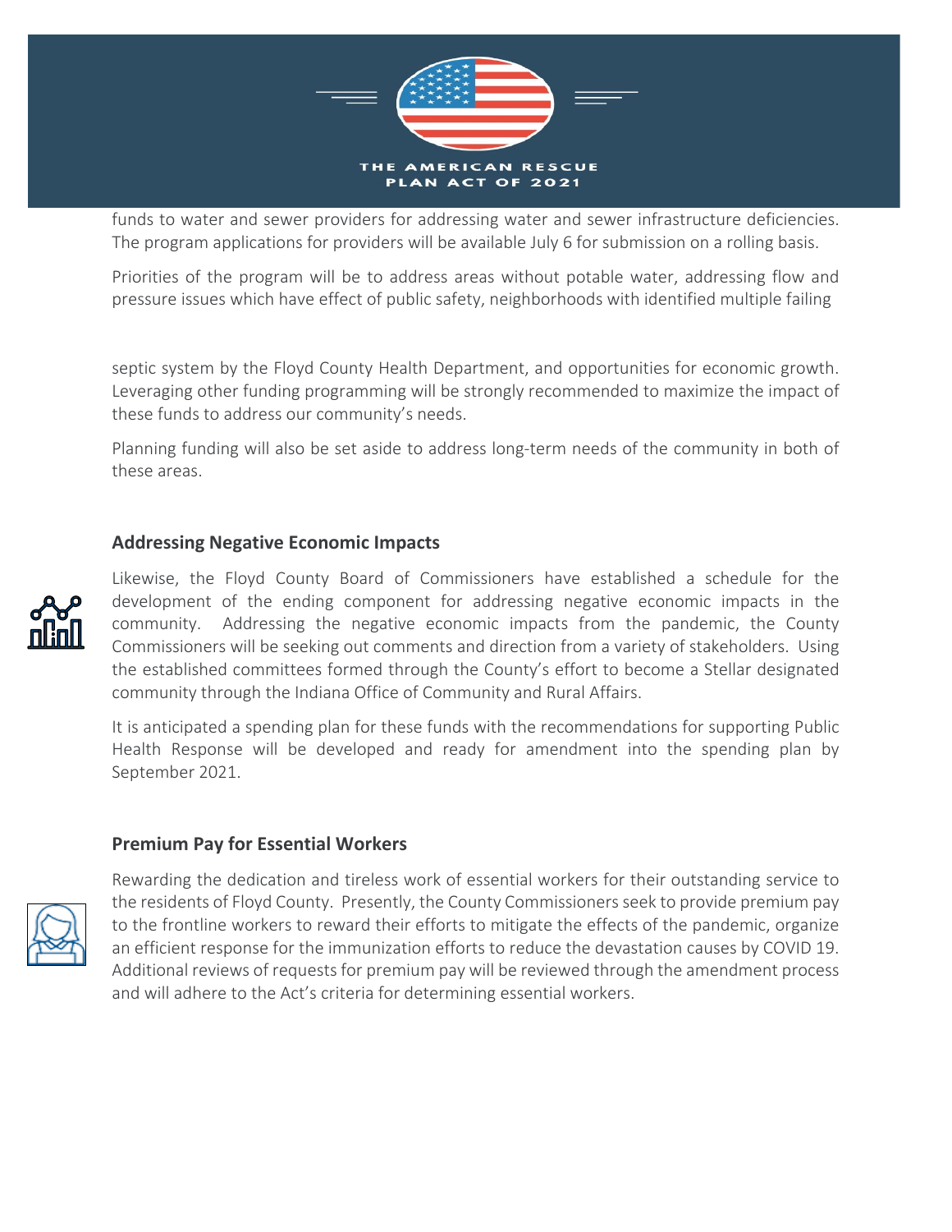funds to water and sewer providers for addressing water and sewer infrastructure deficiencies. The program applications for providers will be available July 6 for submission on a rolling basis.

Priorities of the program will be to address areas without potable water, addressing flow and pressure issues which have effect of public safety, neighborhoods with identified multiple failing

septic system by the Floyd County Health Department, and opportunities for economic growth. Leveraging other funding programming will be strongly recommended to maximize the impact of these funds to address our community's needs.

Planning funding will also be set aside to address long-term needs of the community in both of these areas.

### Addressing Negative Economic Impacts

Likewise, the Floyd County Board of Commissioners have established a schedule for the development of the ending component for addressing negative economic impacts in the community. Addressing the negative economic impacts from the pandemic, the County Commissioners will be seeking out comments and direction from a variety of stakeholders. Using the established committees formed through the County's effort to become a Stellar designated community through the Indiana Office of Community and Rural Affairs.

It is anticipated a spending plan for these funds with the recommendations for supporting Public Health Response will be developed and ready for amendment into the spending plan by September 2021.

### Premium Pay for Essential Workers

Rewarding the dedication and tireless work of essential workers for their outstanding service to the residents of Floyd County. Presently, the County Commissioners seek to provide premium pay to the frontline workers to reward their efforts to mitigate the effects of the pandemic, organize an efficient response for the immunization efforts to reduce the devastation causes by COVID 19. Additional reviews of requests for premium pay will be reviewed through the amendment process and will adhere to the Act's criteria for determining essential workers.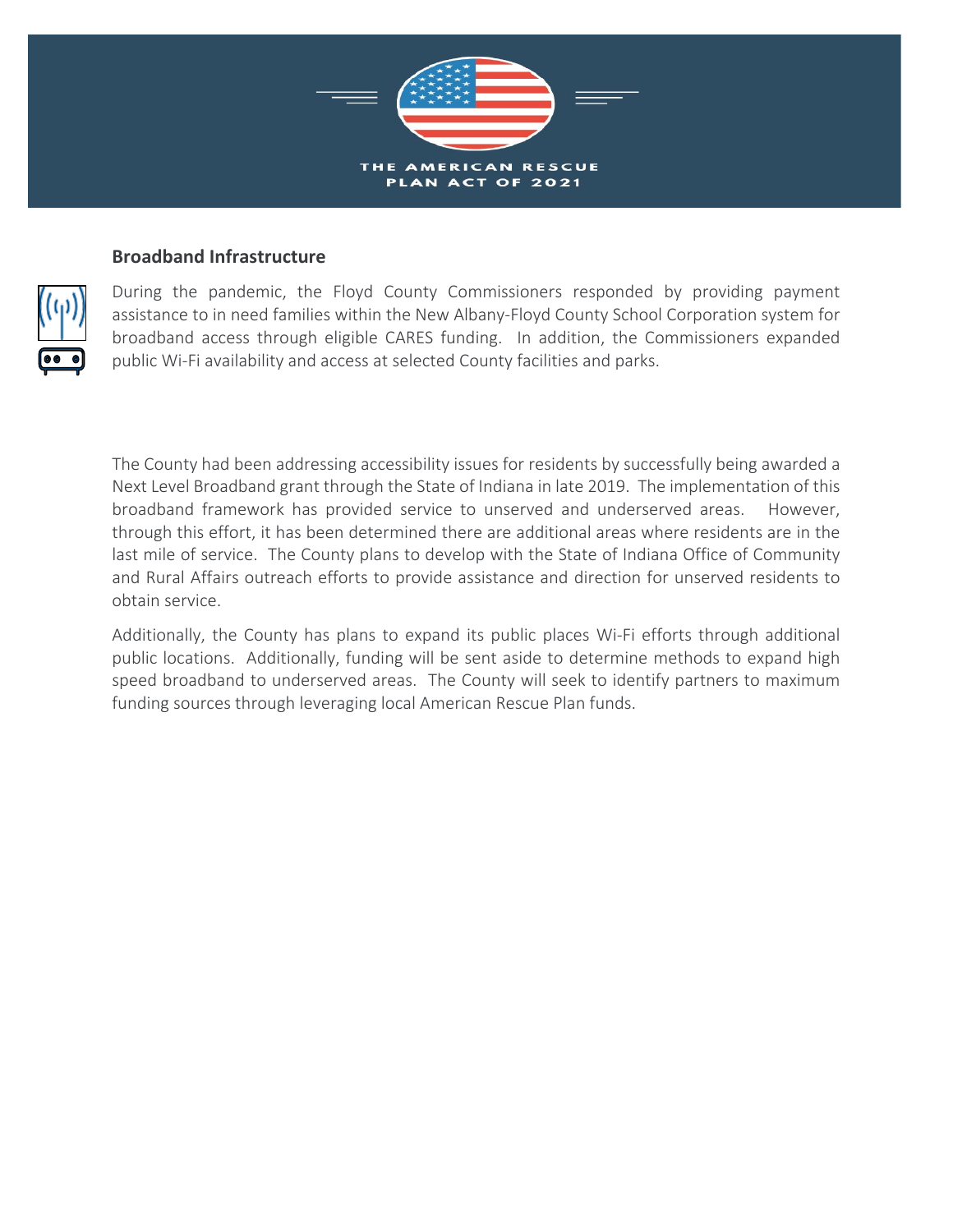THE AMERICAN RESCUE PLAN ACT OF 2021

## Broadband Infrastructure

During the pandemic, the Floyd County Commissioners responded by providing payment assistance to in need families within the New Albany-Floyd County School Corporation system for broadband access through eligible CARES funding. In addition, the Commissioners expanded public Wi-Fi availability and access at selected County facilities and parks.

The County had been addressing accessibility issues for residents by successfully being awarded a Next Level Broadband grant through the State of Indiana in late 2019. The implementation of this broadband framework has provided service to unserved and underserved areas. However, through this effort, it has been determined there are additional areas where residents are in the last mile of service. The County plans to develop with the State of Indiana Office of Community and Rural Affairs outreach efforts to provide assistance and direction for unserved residents to obtain service.

Additionally, the County has plans to expand its public places Wi-Fi efforts through additional public locations. Additionally, funding will be sent aside to determine methods to expand high speed broadband to underserved areas. The County will seek to identify partners to maximum funding sources through leveraging local American Rescue Plan funds.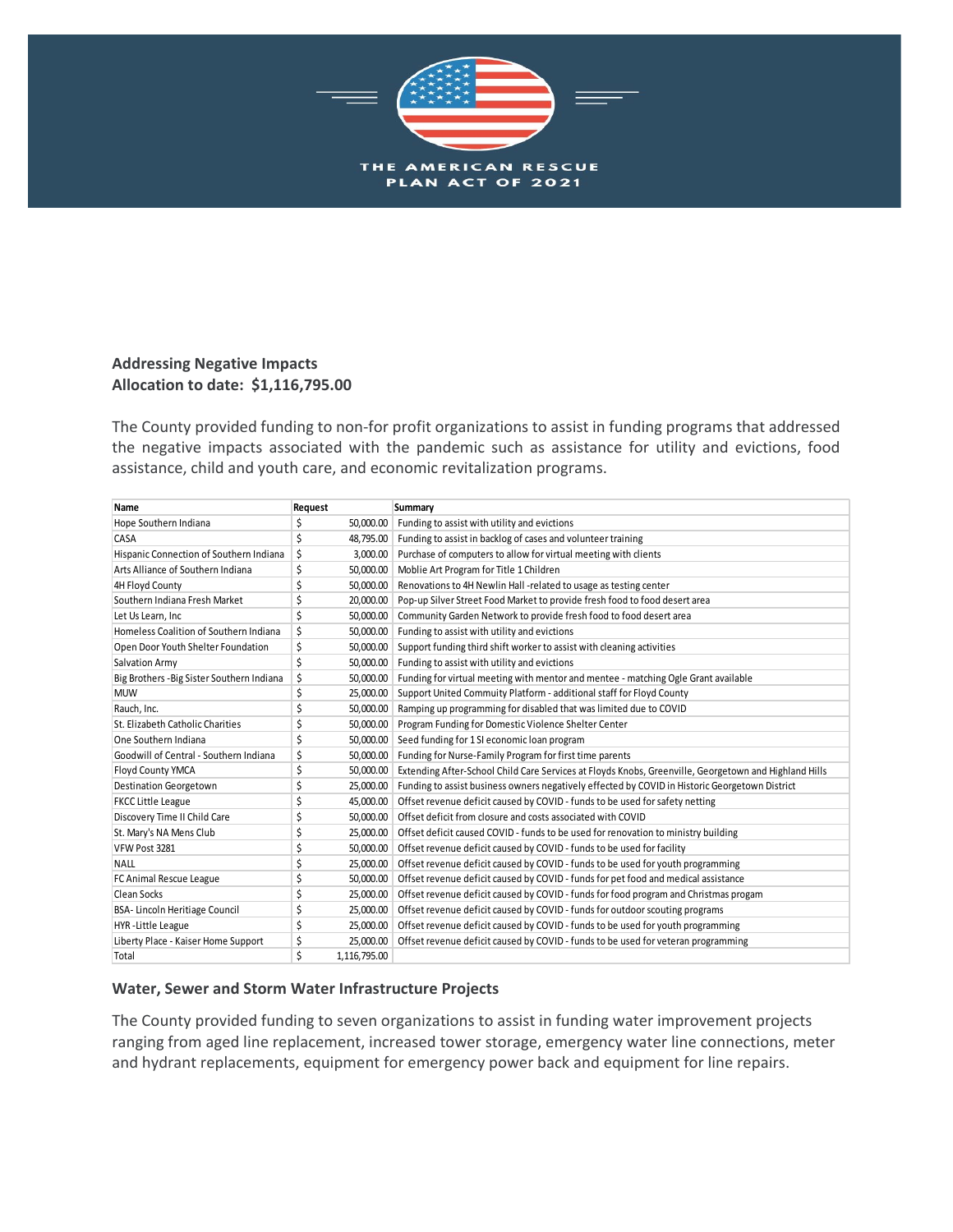THE AMERICAN RESCUE PLAN ACT OF 2021

**Addressing Negative Impacts**
**Allocation to date: $1,116,795.00**

The County provided funding to non-for profit organizations to assist in funding programs that addressed the negative impacts associated with the pandemic such as assistance for utility and evictions, food assistance, child and youth care, and economic revitalization programs.

| Name | Request | Summary |
|---|---|---|
| Hope Southern Indiana | $ 50,000.00 | Funding to assist with utility and evictions |
| CASA | $ 48,795.00 | Funding to assist in backlog of cases and volunteer training |
| Hispanic Connection of Southern Indiana | $ 3,000.00 | Purchase of computers to allow for virtual meeting with clients |
| Arts Alliance of Southern Indiana | $ 50,000.00 | Moblie Art Program for Title 1 Children |
| 4H Floyd County | $ 50,000.00 | Renovations to 4H Newlin Hall -related to usage as testing center |
| Southern Indiana Fresh Market | $ 20,000.00 | Pop-up Silver Street Food Market to provide fresh food to food desert area |
| Let Us Learn, Inc | $ 50,000.00 | Community Garden Network to provide fresh food to food desert area |
| Homeless Coalition of Southern Indiana | $ 50,000.00 | Funding to assist with utility and evictions |
| Open Door Youth Shelter Foundation | $ 50,000.00 | Support funding third shift worker to assist with cleaning activities |
| Salvation Army | $ 50,000.00 | Funding to assist with utility and evictions |
| Big Brothers -Big Sister Southern Indiana | $ 50,000.00 | Funding for virtual meeting with mentor and mentee - matching Ogle Grant available |
| MUW | $ 25,000.00 | Support United Commuity Platform - additional staff for Floyd County |
| Rauch, Inc. | $ 50,000.00 | Ramping up programming for disabled that was limited due to COVID |
| St. Elizabeth Catholic Charities | $ 50,000.00 | Program Funding for Domestic Violence Shelter Center |
| One Southern Indiana | $ 50,000.00 | Seed funding for 1 SI economic loan program |
| Goodwill of Central - Southern Indiana | $ 50,000.00 | Funding for Nurse-Family Program for first time parents |
| Floyd County YMCA | $ 50,000.00 | Extending After-School Child Care Services at Floyds Knobs, Greenville, Georgetown and Highland Hills |
| Destination Georgetown | $ 25,000.00 | Funding to assist business owners negatively effected by COVID in Historic Georgetown District |
| FKCC Little League | $ 45,000.00 | Offset revenue deficit caused by COVID - funds to be used for safety netting |
| Discovery Time II Child Care | $ 50,000.00 | Offset deficit from closure and costs associated with COVID |
| St. Mary's NA Mens Club | $ 25,000.00 | Offset deficit caused COVID - funds to be used for renovation to ministry building |
| VFW Post 3281 | $ 50,000.00 | Offset revenue deficit caused by COVID - funds to be used for facility |
| NALL | $ 25,000.00 | Offset revenue deficit caused by COVID - funds to be used for youth programming |
| FC Animal Rescue League | $ 50,000.00 | Offset revenue deficit caused by COVID - funds for pet food and medical assistance |
| Clean Socks | $ 25,000.00 | Offset revenue deficit caused by COVID - funds for food program and Christmas progam |
| BSA- Lincoln Heritiage Council | $ 25,000.00 | Offset revenue deficit caused by COVID - funds for outdoor scouting programs |
| HYR -Little League | $ 25,000.00 | Offset revenue deficit caused by COVID - funds to be used for youth programming |
| Liberty Place - Kaiser Home Support | $ 25,000.00 | Offset revenue deficit caused by COVID - funds to be used for veteran programming |
| Total | $ 1,116,795.00 | |

**Water, Sewer and Storm Water Infrastructure Projects**

The County provided funding to seven organizations to assist in funding water improvement projects ranging from aged line replacement, increased tower storage, emergency water line connections, meter and hydrant replacements, equipment for emergency power back and equipment for line repairs.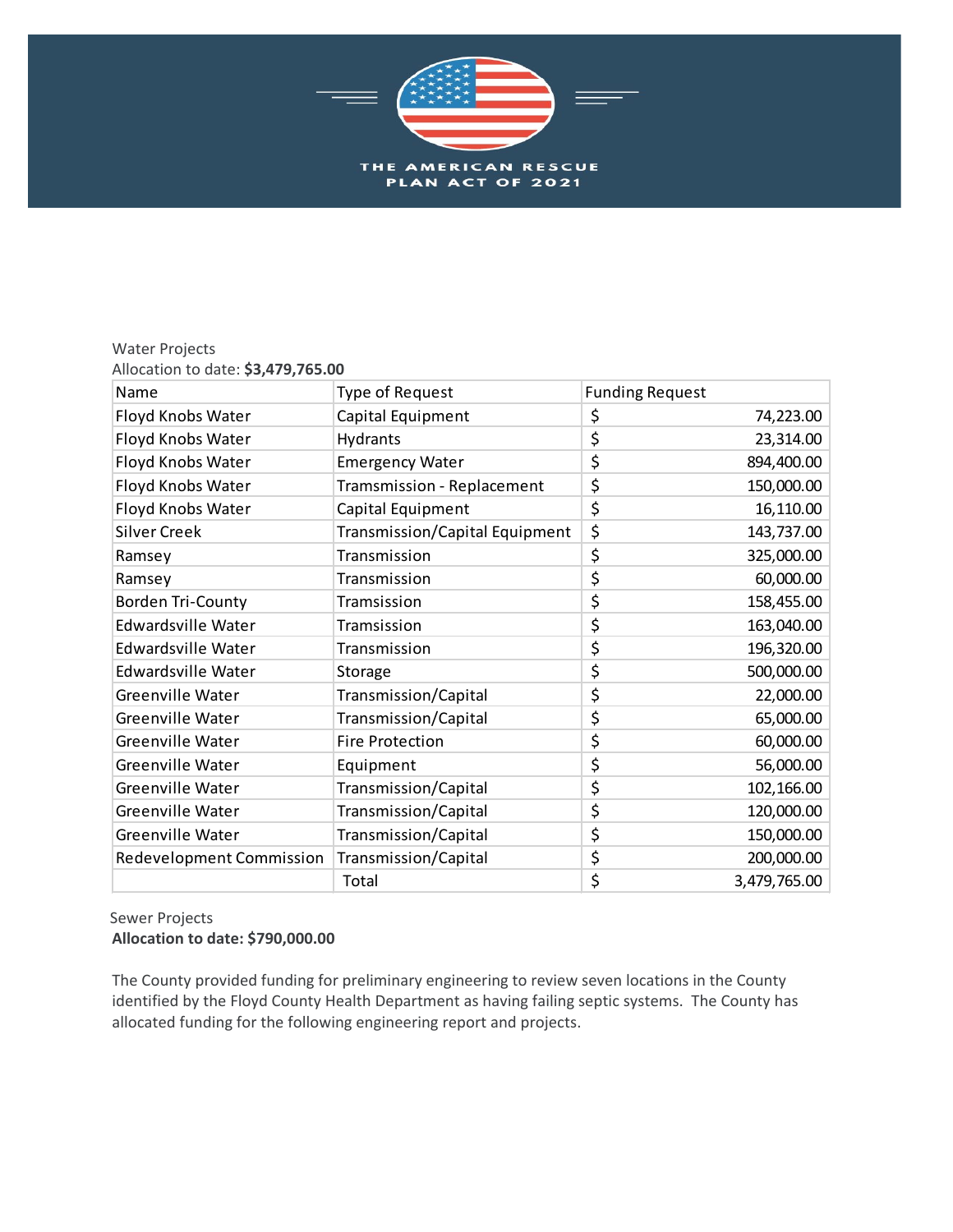THE AMERICAN RESCUE PLAN ACT OF 2021

Water Projects
Allocation to date: **$3,479,765.00**

| Name | Type of Request | Funding Request |
|---|---|---|
| Floyd Knobs Water | Capital Equipment | $ 74,223.00 |
| Floyd Knobs Water | Hydrants | $ 23,314.00 |
| Floyd Knobs Water | Emergency Water | $ 894,400.00 |
| Floyd Knobs Water | Tramsmission - Replacement | $ 150,000.00 |
| Floyd Knobs Water | Capital Equipment | $ 16,110.00 |
| Silver Creek | Transmission/Capital Equipment | $ 143,737.00 |
| Ramsey | Transmission | $ 325,000.00 |
| Ramsey | Transmission | $ 60,000.00 |
| Borden Tri-County | Tramsission | $ 158,455.00 |
| Edwardsville Water | Tramsission | $ 163,040.00 |
| Edwardsville Water | Transmission | $ 196,320.00 |
| Edwardsville Water | Storage | $ 500,000.00 |
| Greenville Water | Transmission/Capital | $ 22,000.00 |
| Greenville Water | Transmission/Capital | $ 65,000.00 |
| Greenville Water | Fire Protection | $ 60,000.00 |
| Greenville Water | Equipment | $ 56,000.00 |
| Greenville Water | Transmission/Capital | $ 102,166.00 |
| Greenville Water | Transmission/Capital | $ 120,000.00 |
| Greenville Water | Transmission/Capital | $ 150,000.00 |
| Redevelopment Commission | Transmission/Capital | $ 200,000.00 |
| | Total | $ 3,479,765.00 |

Sewer Projects
**Allocation to date: $790,000.00**

The County provided funding for preliminary engineering to review seven locations in the County identified by the Floyd County Health Department as having failing septic systems. The County has allocated funding for the following engineering report and projects.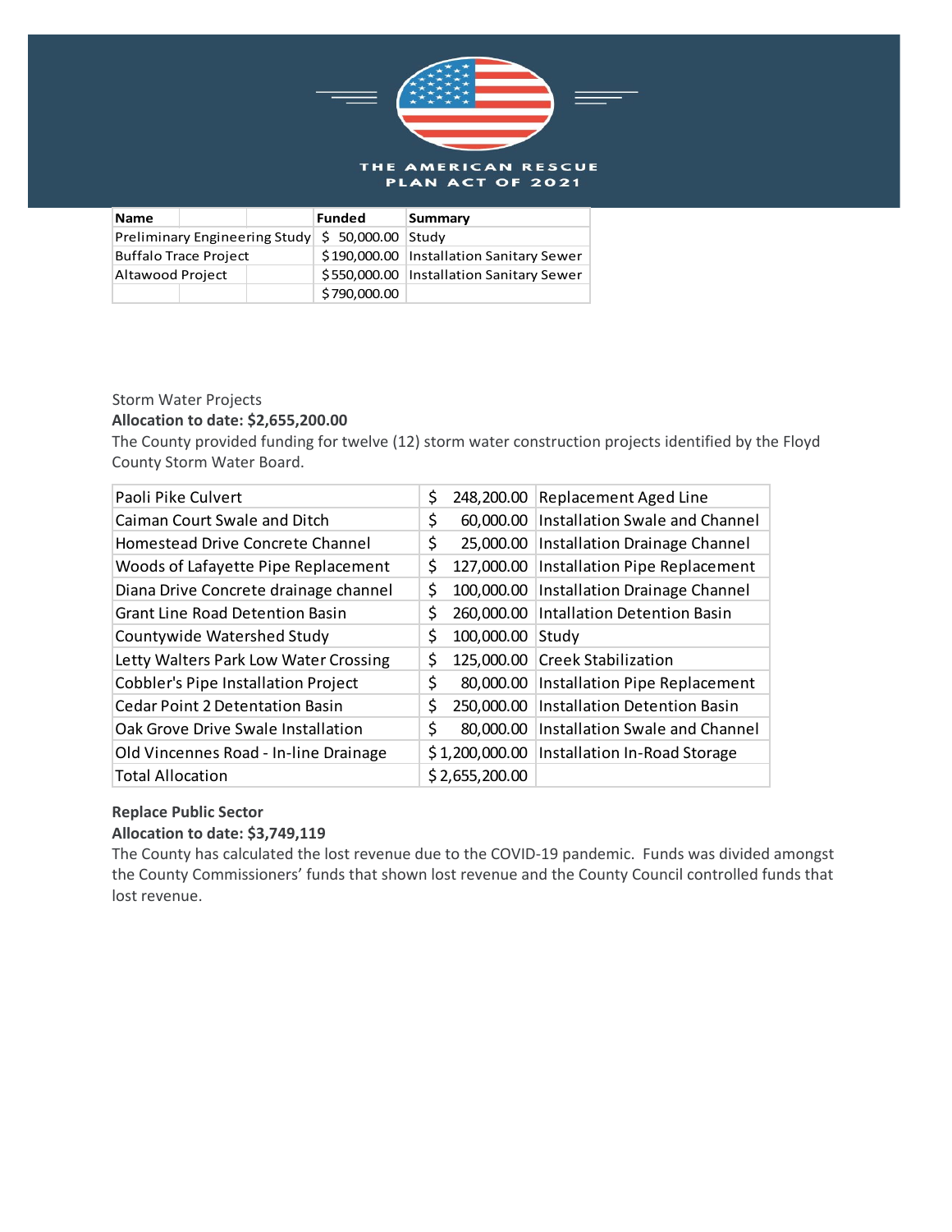THE AMERICAN RESCUE PLAN ACT OF 2021

| Name | Funded | Summary |
|---|---|---|
| Preliminary Engineering Study | $ 50,000.00 | Study |
| Buffalo Trace Project | $190,000.00 | Installation Sanitary Sewer |
| Altawood Project | $550,000.00 | Installation Sanitary Sewer |
| | $790,000.00 | |

Storm Water Projects

**Allocation to date: $2,655,200.00**

The County provided funding for twelve (12) storm water construction projects identified by the Floyd County Storm Water Board.

| | | |
|---|---|---|
| Paoli Pike Culvert | $ 248,200.00 | Replacement Aged Line |
| Caiman Court Swale and Ditch | $ 60,000.00 | Installation Swale and Channel |
| Homestead Drive Concrete Channel | $ 25,000.00 | Installation Drainage Channel |
| Woods of Lafayette Pipe Replacement | $ 127,000.00 | Installation Pipe Replacement |
| Diana Drive Concrete drainage channel | $ 100,000.00 | Installation Drainage Channel |
| Grant Line Road Detention Basin | $ 260,000.00 | Intallation Detention Basin |
| Countywide Watershed Study | $ 100,000.00 | Study |
| Letty Walters Park Low Water Crossing | $ 125,000.00 | Creek Stabilization |
| Cobbler's Pipe Installation Project | $ 80,000.00 | Installation Pipe Replacement |
| Cedar Point 2 Detentation Basin | $ 250,000.00 | Installation Detention Basin |
| Oak Grove Drive Swale Installation | $ 80,000.00 | Installation Swale and Channel |
| Old Vincennes Road - In-line Drainage | $ 1,200,000.00 | Installation In-Road Storage |
| Total Allocation | $ 2,655,200.00 | |

**Replace Public Sector**

**Allocation to date: $3,749,119**

The County has calculated the lost revenue due to the COVID-19 pandemic. Funds was divided amongst the County Commissioners' funds that shown lost revenue and the County Council controlled funds that lost revenue.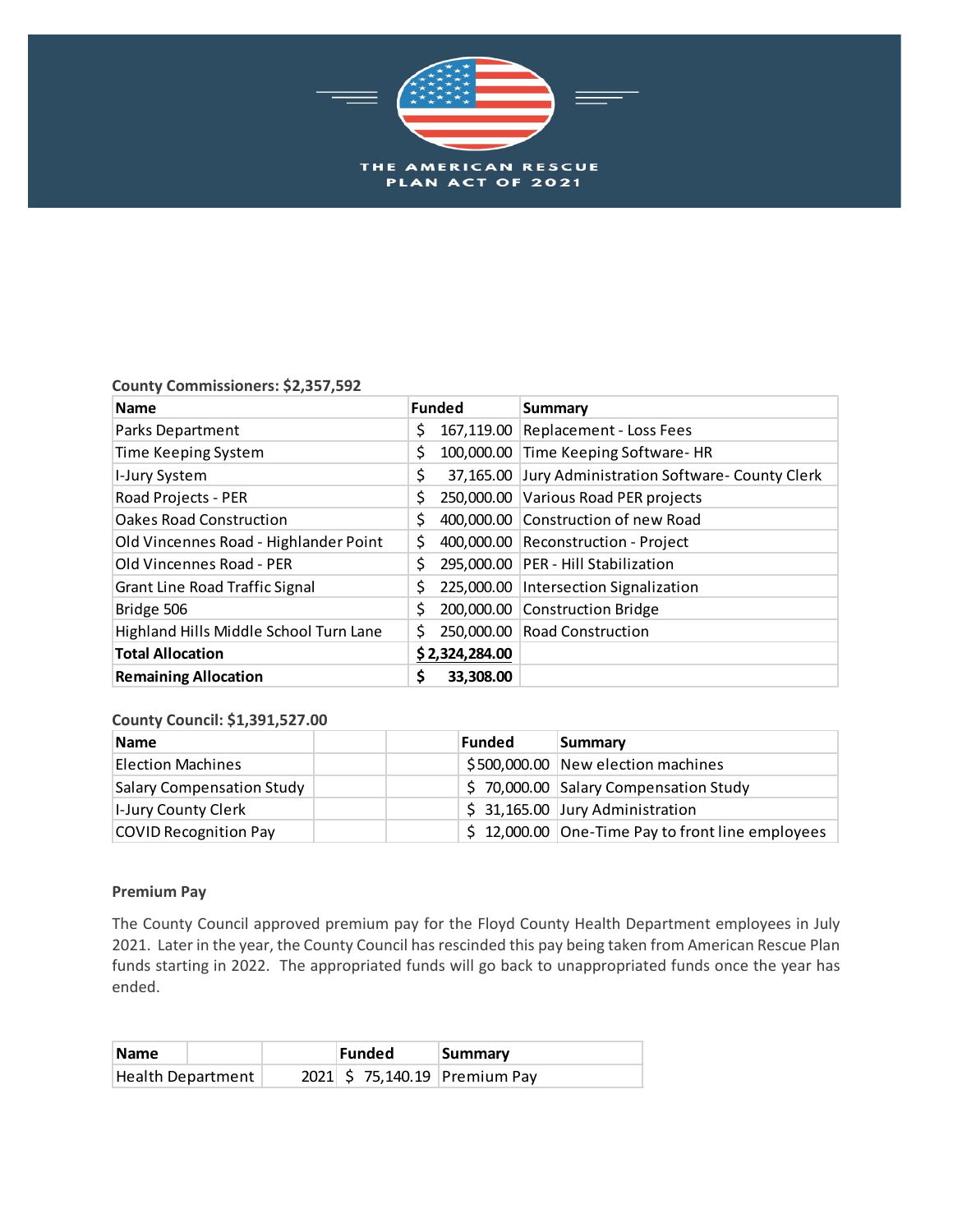THE AMERICAN RESCUE PLAN ACT OF 2021

**County Commissioners: $2,357,592**

| Name | Funded | Summary |
|---|---|---|
| Parks Department | $ 167,119.00 | Replacement - Loss Fees |
| Time Keeping System | $ 100,000.00 | Time Keeping Software- HR |
| I-Jury System | $ 37,165.00 | Jury Administration Software- County Clerk |
| Road Projects - PER | $ 250,000.00 | Various Road PER projects |
| Oakes Road Construction | $ 400,000.00 | Construction of new Road |
| Old Vincennes Road - Highlander Point | $ 400,000.00 | Reconstruction - Project |
| Old Vincennes Road - PER | $ 295,000.00 | PER - Hill Stabilization |
| Grant Line Road Traffic Signal | $ 225,000.00 | Intersection Signalization |
| Bridge 506 | $ 200,000.00 | Construction Bridge |
| Highland Hills Middle School Turn Lane | $ 250,000.00 | Road Construction |
| **Total Allocation** | **$ 2,324,284.00** | |
| **Remaining Allocation** | **$ 33,308.00** | |

**County Council: $1,391,527.00**

| Name | | | Funded | Summary |
|---|---|---|---|---|
| Election Machines | | | $ 500,000.00 | New election machines |
| Salary Compensation Study | | | $ 70,000.00 | Salary Compensation Study |
| I-Jury County Clerk | | | $ 31,165.00 | Jury Administration |
| COVID Recognition Pay | | | $ 12,000.00 | One-Time Pay to front line employees |

**Premium Pay**

The County Council approved premium pay for the Floyd County Health Department employees in July 2021. Later in the year, the County Council has rescinded this pay being taken from American Rescue Plan funds starting in 2022. The appropriated funds will go back to unappropriated funds once the year has ended.

| Name | | | Funded | Summary |
|---|---|---|---|---|
| Health Department | | 2021 | $ 75,140.19 | Premium Pay |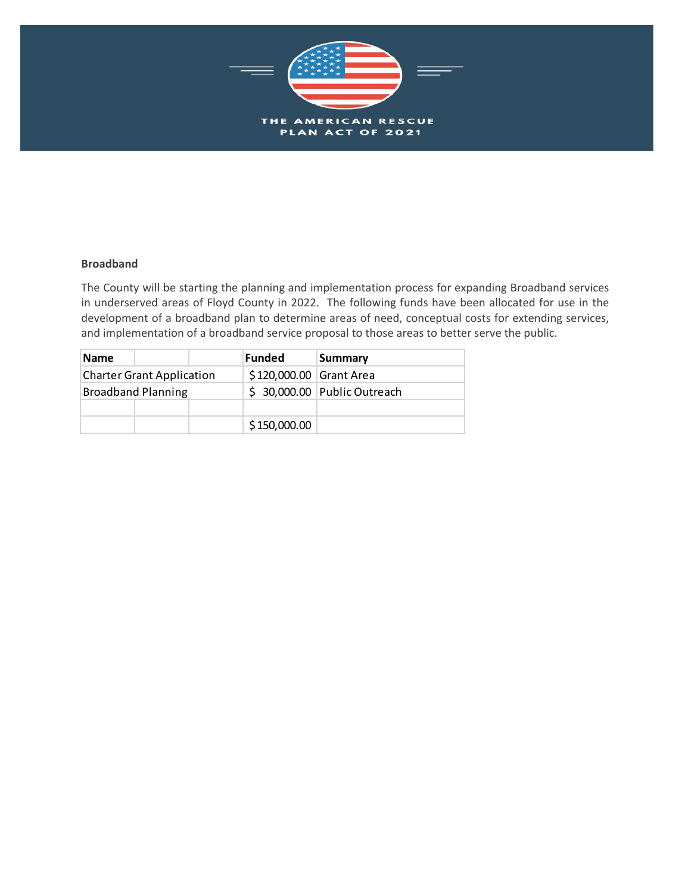THE AMERICAN RESCUE PLAN ACT OF 2021

**Broadband**

The County will be starting the planning and implementation process for expanding Broadband services in underserved areas of Floyd County in 2022. The following funds have been allocated for use in the development of a broadband plan to determine areas of need, conceptual costs for extending services, and implementation of a broadband service proposal to those areas to better serve the public.

| **Name** | **Funded** | **Summary** |
|---|---|---|
| Charter Grant Application | $ 120,000.00 | Grant Area |
| Broadband Planning | $ 30,000.00 | Public Outreach |
| | | |
| | $ 150,000.00 | |